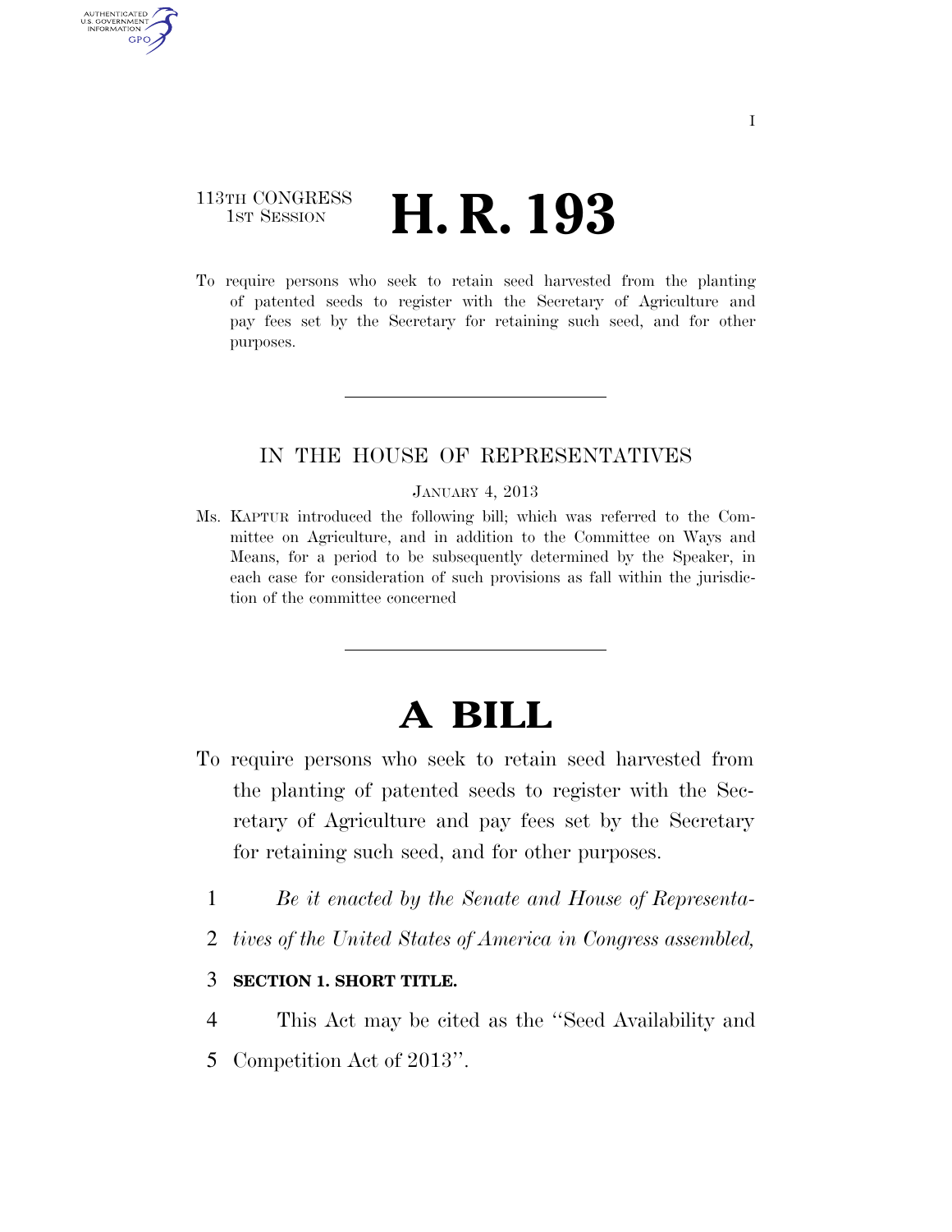113TH CONGRESS
1ST SESSION

# H. R. 193

To require persons who seek to retain seed harvested from the planting of patented seeds to register with the Secretary of Agriculture and pay fees set by the Secretary for retaining such seed, and for other purposes.

---

IN THE HOUSE OF REPRESENTATIVES

JANUARY 4, 2013

Ms. KAPTUR introduced the following bill; which was referred to the Committee on Agriculture, and in addition to the Committee on Ways and Means, for a period to be subsequently determined by the Speaker, in each case for consideration of such provisions as fall within the jurisdiction of the committee concerned

---

# A BILL

To require persons who seek to retain seed harvested from the planting of patented seeds to register with the Secretary of Agriculture and pay fees set by the Secretary for retaining such seed, and for other purposes.

1 *Be it enacted by the Senate and House of Representa-*
2 *tives of the United States of America in Congress assembled,*

3 **SECTION 1. SHORT TITLE.**

4 This Act may be cited as the ''Seed Availability and
5 Competition Act of 2013''.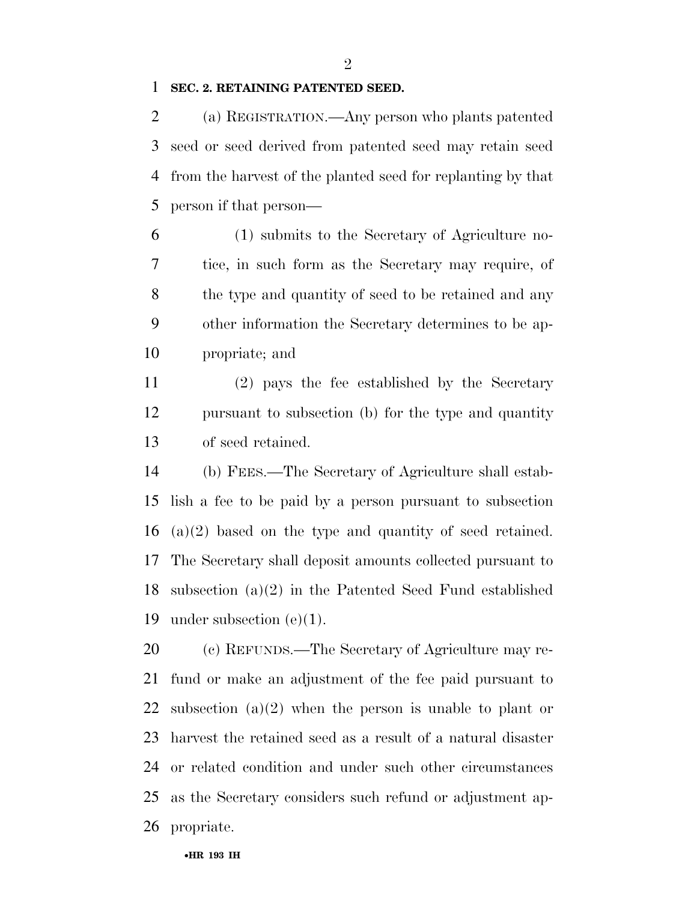**SEC. 2. RETAINING PATENTED SEED.**

(a) REGISTRATION.—Any person who plants patented seed or seed derived from patented seed may retain seed from the harvest of the planted seed for replanting by that person if that person—

(1) submits to the Secretary of Agriculture notice, in such form as the Secretary may require, of the type and quantity of seed to be retained and any other information the Secretary determines to be appropriate; and

(2) pays the fee established by the Secretary pursuant to subsection (b) for the type and quantity of seed retained.

(b) FEES.—The Secretary of Agriculture shall establish a fee to be paid by a person pursuant to subsection (a)(2) based on the type and quantity of seed retained. The Secretary shall deposit amounts collected pursuant to subsection (a)(2) in the Patented Seed Fund established under subsection (e)(1).

(c) REFUNDS.—The Secretary of Agriculture may refund or make an adjustment of the fee paid pursuant to subsection (a)(2) when the person is unable to plant or harvest the retained seed as a result of a natural disaster or related condition and under such other circumstances as the Secretary considers such refund or adjustment appropriate.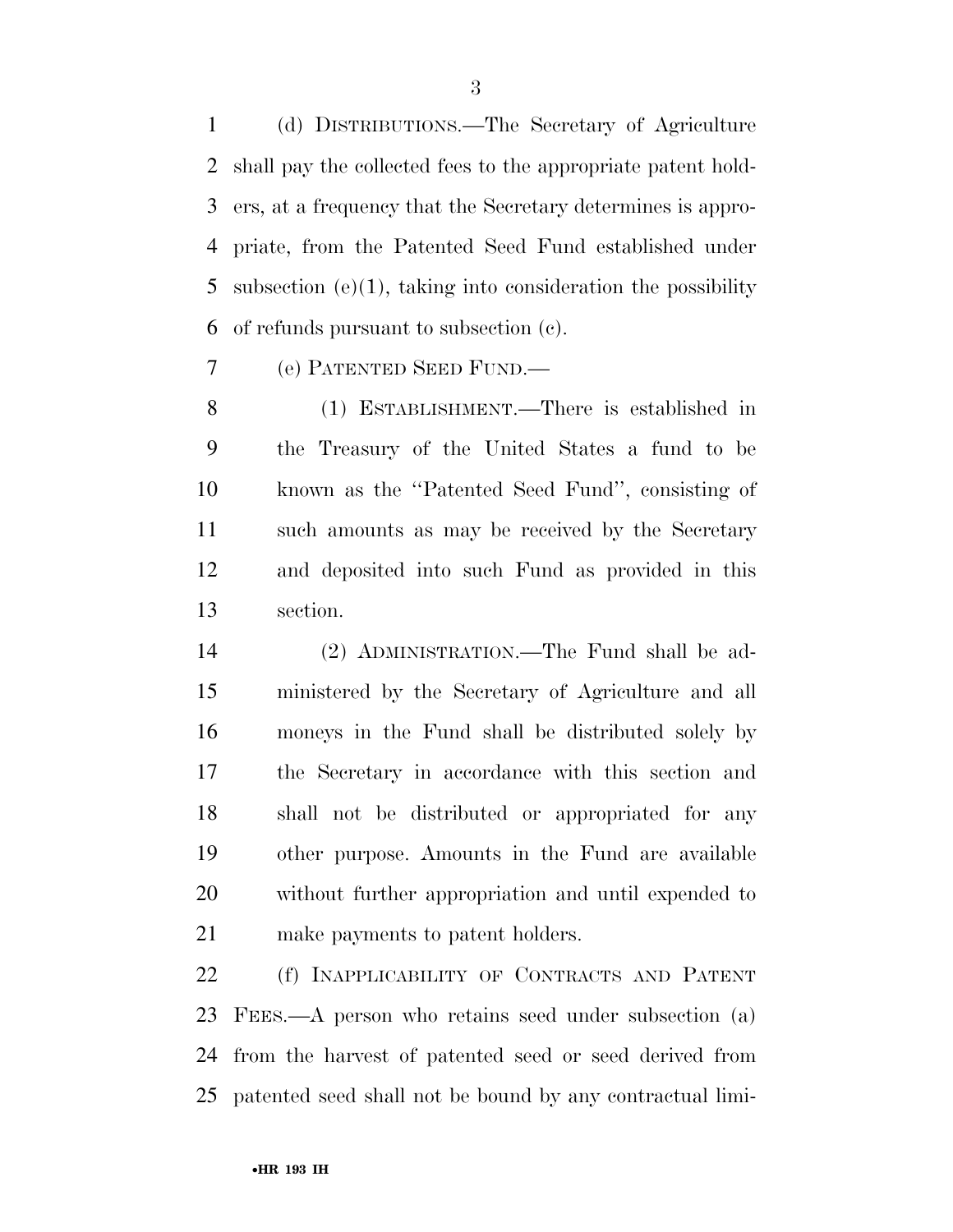(d) DISTRIBUTIONS.—The Secretary of Agriculture shall pay the collected fees to the appropriate patent holders, at a frequency that the Secretary determines is appropriate, from the Patented Seed Fund established under subsection (e)(1), taking into consideration the possibility of refunds pursuant to subsection (c).

(e) PATENTED SEED FUND.—

(1) ESTABLISHMENT.—There is established in the Treasury of the United States a fund to be known as the "Patented Seed Fund", consisting of such amounts as may be received by the Secretary and deposited into such Fund as provided in this section.

(2) ADMINISTRATION.—The Fund shall be administered by the Secretary of Agriculture and all moneys in the Fund shall be distributed solely by the Secretary in accordance with this section and shall not be distributed or appropriated for any other purpose. Amounts in the Fund are available without further appropriation and until expended to make payments to patent holders.

(f) INAPPLICABILITY OF CONTRACTS AND PATENT FEES.—A person who retains seed under subsection (a) from the harvest of patented seed or seed derived from patented seed shall not be bound by any contractual limi-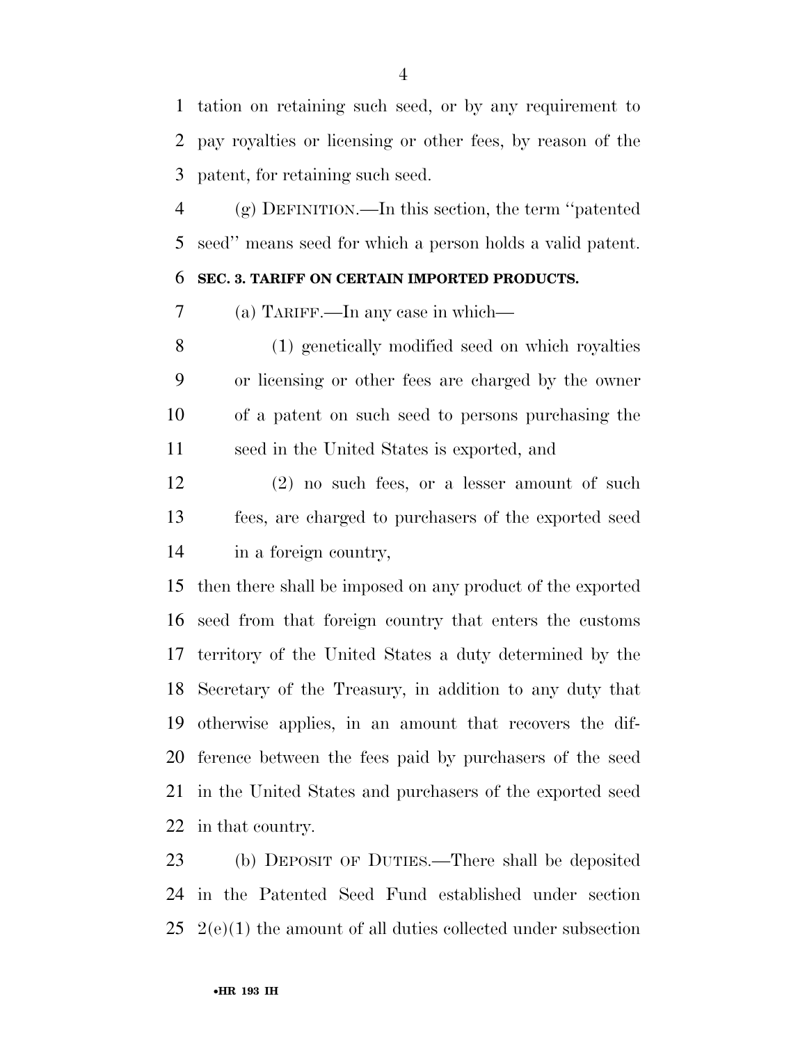tation on retaining such seed, or by any requirement to pay royalties or licensing or other fees, by reason of the patent, for retaining such seed.

(g) DEFINITION.—In this section, the term ''patented seed'' means seed for which a person holds a valid patent.

**SEC. 3. TARIFF ON CERTAIN IMPORTED PRODUCTS.**

(a) TARIFF.—In any case in which—

(1) genetically modified seed on which royalties or licensing or other fees are charged by the owner of a patent on such seed to persons purchasing the seed in the United States is exported, and

(2) no such fees, or a lesser amount of such fees, are charged to purchasers of the exported seed in a foreign country,

then there shall be imposed on any product of the exported seed from that foreign country that enters the customs territory of the United States a duty determined by the Secretary of the Treasury, in addition to any duty that otherwise applies, in an amount that recovers the difference between the fees paid by purchasers of the seed in the United States and purchasers of the exported seed in that country.

(b) DEPOSIT OF DUTIES.—There shall be deposited in the Patented Seed Fund established under section 2(e)(1) the amount of all duties collected under subsection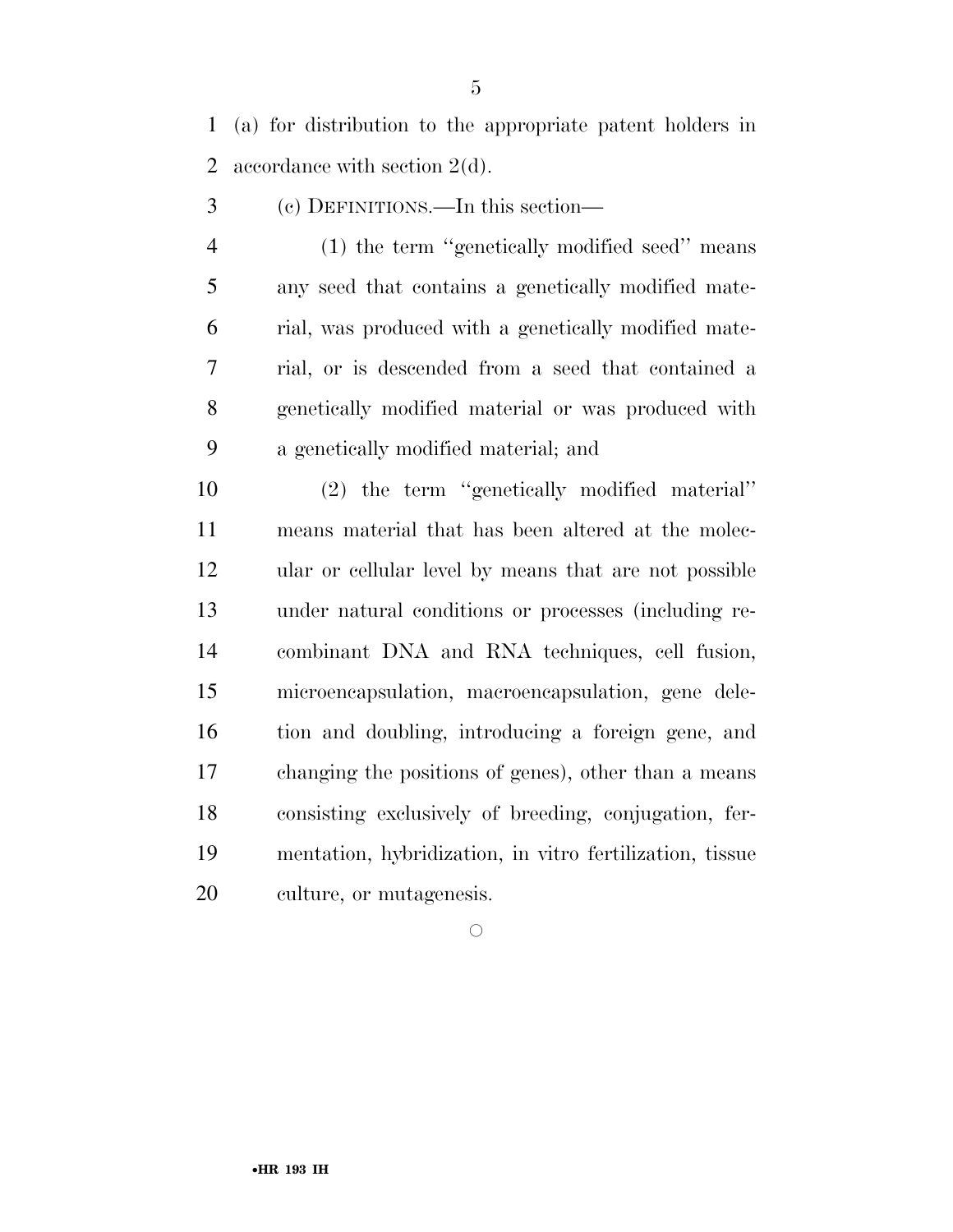(a) for distribution to the appropriate patent holders in accordance with section 2(d).

(c) DEFINITIONS.—In this section—

(1) the term ''genetically modified seed'' means any seed that contains a genetically modified material, was produced with a genetically modified material, or is descended from a seed that contained a genetically modified material or was produced with a genetically modified material; and

(2) the term ''genetically modified material'' means material that has been altered at the molecular or cellular level by means that are not possible under natural conditions or processes (including recombinant DNA and RNA techniques, cell fusion, microencapsulation, macroencapsulation, gene deletion and doubling, introducing a foreign gene, and changing the positions of genes), other than a means consisting exclusively of breeding, conjugation, fermentation, hybridization, in vitro fertilization, tissue culture, or mutagenesis.

○